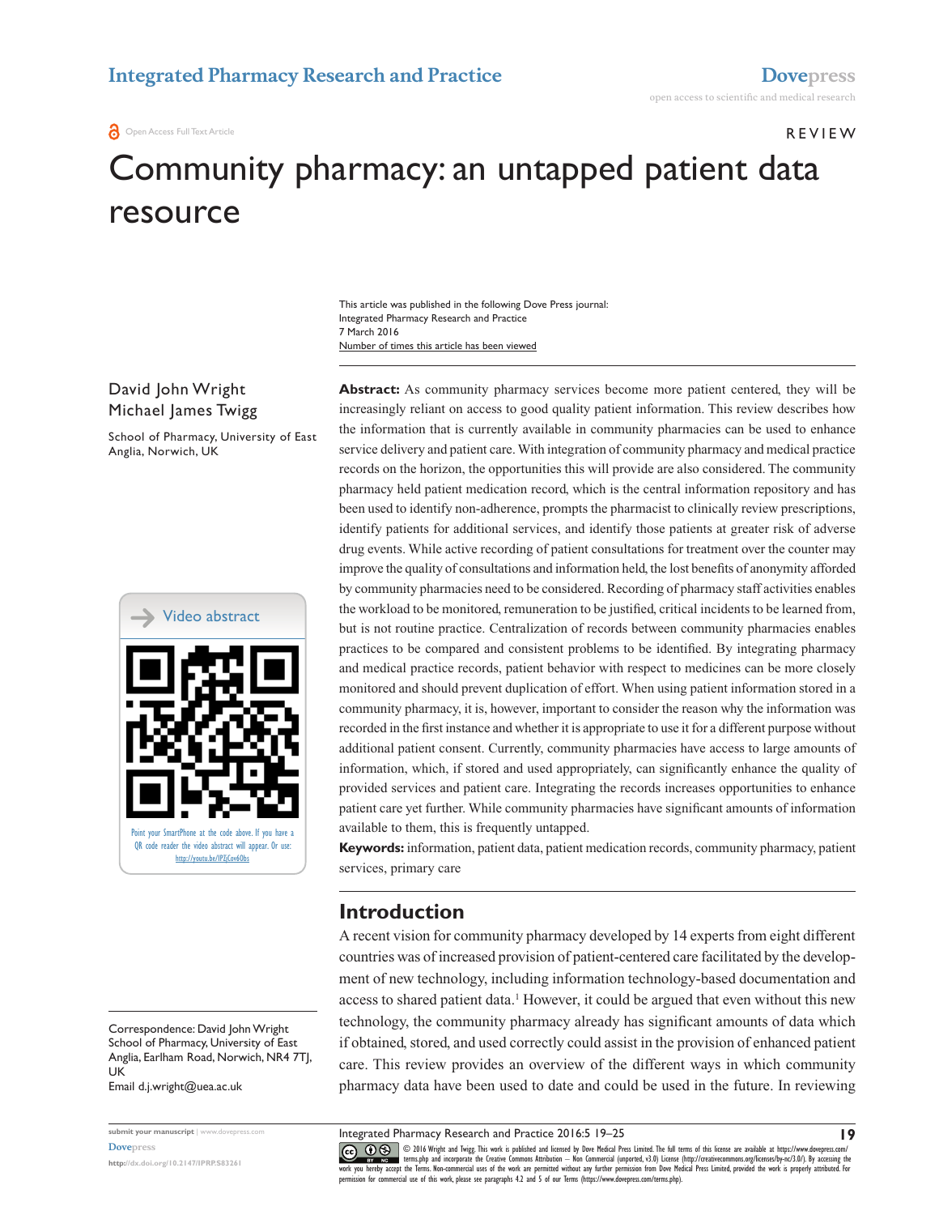REVIEW

# Community pharmacy: an untapped patient data resource

This article was published in the following Dove Press journal:
Integrated Pharmacy Research and Practice
7 March 2016
Number of times this article has been viewed

David John Wright
Michael James Twigg

School of Pharmacy, University of East Anglia, Norwich, UK

Video abstract

Point your SmartPhone at the code above. If you have a QR code reader the video abstract will appear. Or use: http://youtu.be/lPZjCov6Obs

Correspondence: David John Wright
School of Pharmacy, University of East Anglia, Earlham Road, Norwich, NR4 7TJ, UK
Email d.j.wright@uea.ac.uk

**Abstract:** As community pharmacy services become more patient centered, they will be increasingly reliant on access to good quality patient information. This review describes how the information that is currently available in community pharmacies can be used to enhance service delivery and patient care. With integration of community pharmacy and medical practice records on the horizon, the opportunities this will provide are also considered. The community pharmacy held patient medication record, which is the central information repository and has been used to identify non-adherence, prompts the pharmacist to clinically review prescriptions, identify patients for additional services, and identify those patients at greater risk of adverse drug events. While active recording of patient consultations for treatment over the counter may improve the quality of consultations and information held, the lost benefits of anonymity afforded by community pharmacies need to be considered. Recording of pharmacy staff activities enables the workload to be monitored, remuneration to be justified, critical incidents to be learned from, but is not routine practice. Centralization of records between community pharmacies enables practices to be compared and consistent problems to be identified. By integrating pharmacy and medical practice records, patient behavior with respect to medicines can be more closely monitored and should prevent duplication of effort. When using patient information stored in a community pharmacy, it is, however, important to consider the reason why the information was recorded in the first instance and whether it is appropriate to use it for a different purpose without additional patient consent. Currently, community pharmacies have access to large amounts of information, which, if stored and used appropriately, can significantly enhance the quality of provided services and patient care. Integrating the records increases opportunities to enhance patient care yet further. While community pharmacies have significant amounts of information available to them, this is frequently untapped.

**Keywords:** information, patient data, patient medication records, community pharmacy, patient services, primary care

## Introduction

A recent vision for community pharmacy developed by 14 experts from eight different countries was of increased provision of patient-centered care facilitated by the development of new technology, including information technology-based documentation and access to shared patient data.[1] However, it could be argued that even without this new technology, the community pharmacy already has significant amounts of data which if obtained, stored, and used correctly could assist in the provision of enhanced patient care. This review provides an overview of the different ways in which community pharmacy data have been used to date and could be used in the future. In reviewing

© 2016 Wright and Twigg. This work is published and licensed by Dove Medical Press Limited. The full terms of this license are available at https://www.dovepress.com/terms.php and incorporate the Creative Commons Attribution – Non Commercial (unported, v3.0) License (http://creativecommons.org/licenses/by-nc/3.0/). By accessing the work you hereby accept the Terms. Non-commercial uses of the work are permitted without any further permission from Dove Medical Press Limited, provided the work is properly attributed. For permission for commercial use of this work, please see paragraphs 4.2 and 5 of our Terms (https://www.dovepress.com/terms.php).

http://dx.doi.org/10.2147/IPRP.S83261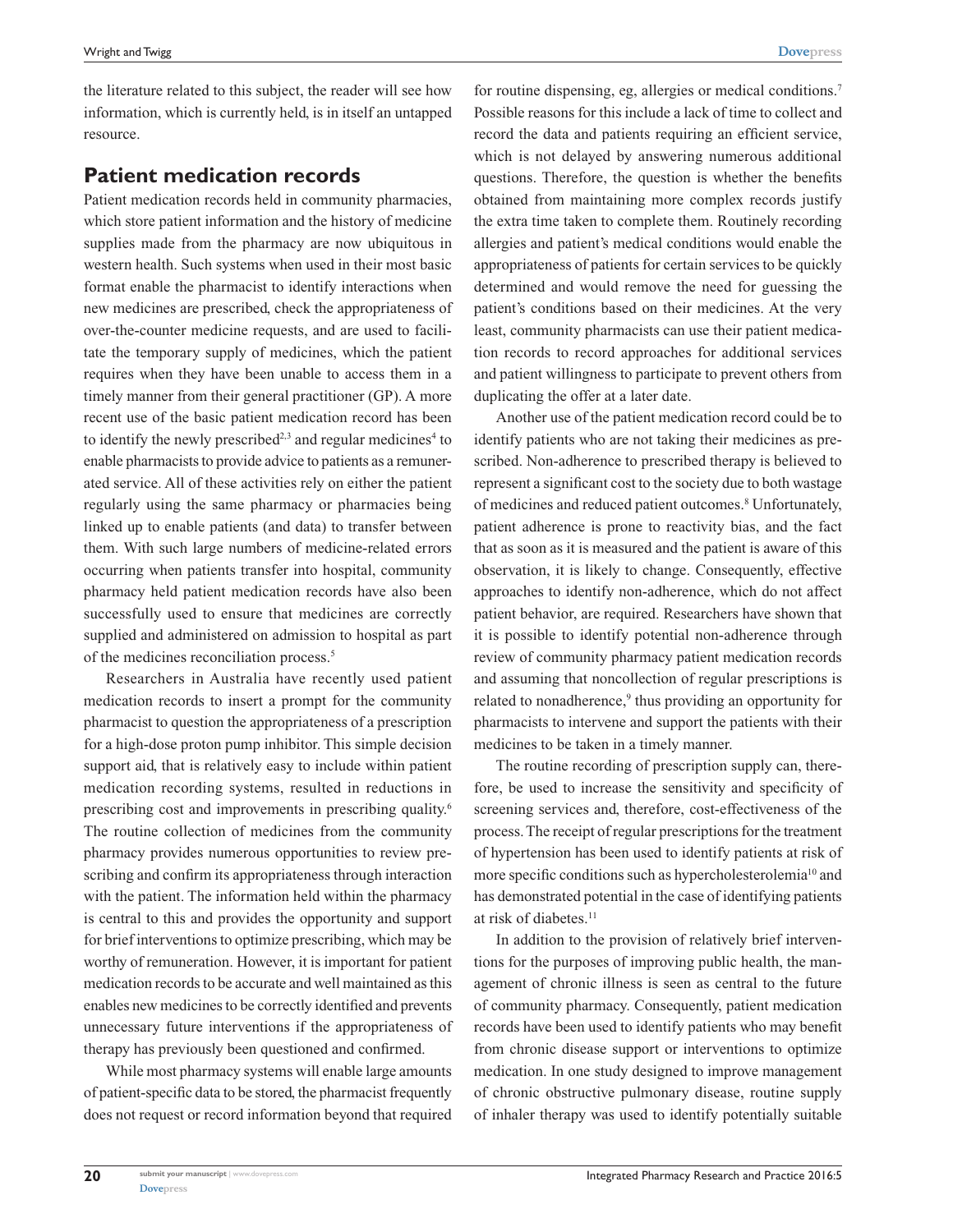the literature related to this subject, the reader will see how information, which is currently held, is in itself an untapped resource.

## Patient medication records

Patient medication records held in community pharmacies, which store patient information and the history of medicine supplies made from the pharmacy are now ubiquitous in western health. Such systems when used in their most basic format enable the pharmacist to identify interactions when new medicines are prescribed, check the appropriateness of over-the-counter medicine requests, and are used to facilitate the temporary supply of medicines, which the patient requires when they have been unable to access them in a timely manner from their general practitioner (GP). A more recent use of the basic patient medication record has been to identify the newly prescribed[2,3] and regular medicines[4] to enable pharmacists to provide advice to patients as a remunerated service. All of these activities rely on either the patient regularly using the same pharmacy or pharmacies being linked up to enable patients (and data) to transfer between them. With such large numbers of medicine-related errors occurring when patients transfer into hospital, community pharmacy held patient medication records have also been successfully used to ensure that medicines are correctly supplied and administered on admission to hospital as part of the medicines reconciliation process.[5]

Researchers in Australia have recently used patient medication records to insert a prompt for the community pharmacist to question the appropriateness of a prescription for a high-dose proton pump inhibitor. This simple decision support aid, that is relatively easy to include within patient medication recording systems, resulted in reductions in prescribing cost and improvements in prescribing quality.[6] The routine collection of medicines from the community pharmacy provides numerous opportunities to review prescribing and confirm its appropriateness through interaction with the patient. The information held within the pharmacy is central to this and provides the opportunity and support for brief interventions to optimize prescribing, which may be worthy of remuneration. However, it is important for patient medication records to be accurate and well maintained as this enables new medicines to be correctly identified and prevents unnecessary future interventions if the appropriateness of therapy has previously been questioned and confirmed.

While most pharmacy systems will enable large amounts of patient-specific data to be stored, the pharmacist frequently does not request or record information beyond that required for routine dispensing, eg, allergies or medical conditions.[7] Possible reasons for this include a lack of time to collect and record the data and patients requiring an efficient service, which is not delayed by answering numerous additional questions. Therefore, the question is whether the benefits obtained from maintaining more complex records justify the extra time taken to complete them. Routinely recording allergies and patient's medical conditions would enable the appropriateness of patients for certain services to be quickly determined and would remove the need for guessing the patient's conditions based on their medicines. At the very least, community pharmacists can use their patient medication records to record approaches for additional services and patient willingness to participate to prevent others from duplicating the offer at a later date.

Another use of the patient medication record could be to identify patients who are not taking their medicines as prescribed. Non-adherence to prescribed therapy is believed to represent a significant cost to the society due to both wastage of medicines and reduced patient outcomes.[8] Unfortunately, patient adherence is prone to reactivity bias, and the fact that as soon as it is measured and the patient is aware of this observation, it is likely to change. Consequently, effective approaches to identify non-adherence, which do not affect patient behavior, are required. Researchers have shown that it is possible to identify potential non-adherence through review of community pharmacy patient medication records and assuming that noncollection of regular prescriptions is related to nonadherence,[9] thus providing an opportunity for pharmacists to intervene and support the patients with their medicines to be taken in a timely manner.

The routine recording of prescription supply can, therefore, be used to increase the sensitivity and specificity of screening services and, therefore, cost-effectiveness of the process. The receipt of regular prescriptions for the treatment of hypertension has been used to identify patients at risk of more specific conditions such as hypercholesterolemia[10] and has demonstrated potential in the case of identifying patients at risk of diabetes.[11]

In addition to the provision of relatively brief interventions for the purposes of improving public health, the management of chronic illness is seen as central to the future of community pharmacy. Consequently, patient medication records have been used to identify patients who may benefit from chronic disease support or interventions to optimize medication. In one study designed to improve management of chronic obstructive pulmonary disease, routine supply of inhaler therapy was used to identify potentially suitable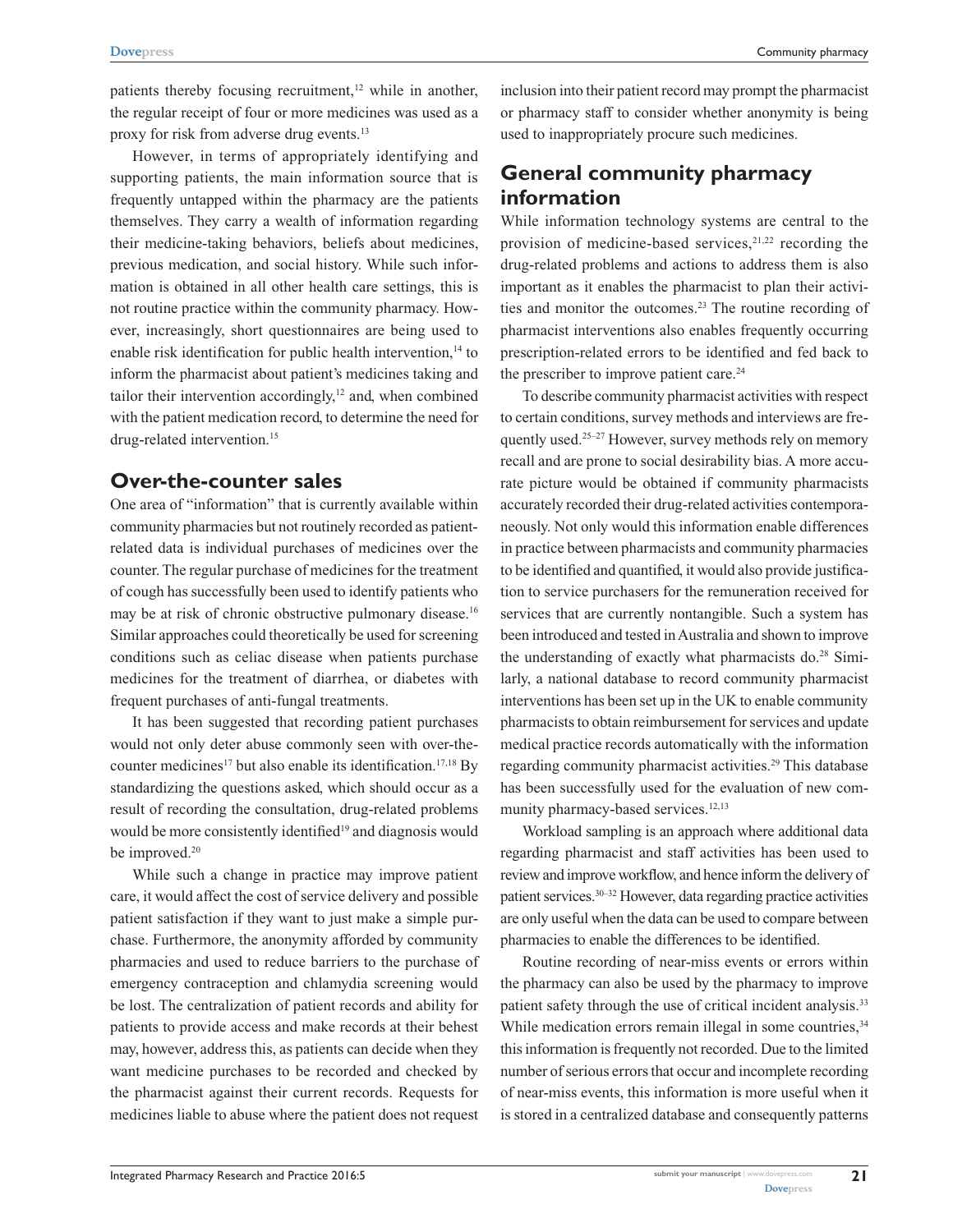patients thereby focusing recruitment,[12] while in another, the regular receipt of four or more medicines was used as a proxy for risk from adverse drug events.[13]

However, in terms of appropriately identifying and supporting patients, the main information source that is frequently untapped within the pharmacy are the patients themselves. They carry a wealth of information regarding their medicine-taking behaviors, beliefs about medicines, previous medication, and social history. While such information is obtained in all other health care settings, this is not routine practice within the community pharmacy. However, increasingly, short questionnaires are being used to enable risk identification for public health intervention,[14] to inform the pharmacist about patient's medicines taking and tailor their intervention accordingly,[12] and, when combined with the patient medication record, to determine the need for drug-related intervention.[15]

## Over-the-counter sales

One area of "information" that is currently available within community pharmacies but not routinely recorded as patient-related data is individual purchases of medicines over the counter. The regular purchase of medicines for the treatment of cough has successfully been used to identify patients who may be at risk of chronic obstructive pulmonary disease.[16] Similar approaches could theoretically be used for screening conditions such as celiac disease when patients purchase medicines for the treatment of diarrhea, or diabetes with frequent purchases of anti-fungal treatments.

It has been suggested that recording patient purchases would not only deter abuse commonly seen with over-the-counter medicines[17] but also enable its identification.[17,18] By standardizing the questions asked, which should occur as a result of recording the consultation, drug-related problems would be more consistently identified[19] and diagnosis would be improved.[20]

While such a change in practice may improve patient care, it would affect the cost of service delivery and possible patient satisfaction if they want to just make a simple purchase. Furthermore, the anonymity afforded by community pharmacies and used to reduce barriers to the purchase of emergency contraception and chlamydia screening would be lost. The centralization of patient records and ability for patients to provide access and make records at their behest may, however, address this, as patients can decide when they want medicine purchases to be recorded and checked by the pharmacist against their current records. Requests for medicines liable to abuse where the patient does not request inclusion into their patient record may prompt the pharmacist or pharmacy staff to consider whether anonymity is being used to inappropriately procure such medicines.

## General community pharmacy information

While information technology systems are central to the provision of medicine-based services,[21,22] recording the drug-related problems and actions to address them is also important as it enables the pharmacist to plan their activities and monitor the outcomes.[23] The routine recording of pharmacist interventions also enables frequently occurring prescription-related errors to be identified and fed back to the prescriber to improve patient care.[24]

To describe community pharmacist activities with respect to certain conditions, survey methods and interviews are frequently used.[25–27] However, survey methods rely on memory recall and are prone to social desirability bias. A more accurate picture would be obtained if community pharmacists accurately recorded their drug-related activities contemporaneously. Not only would this information enable differences in practice between pharmacists and community pharmacies to be identified and quantified, it would also provide justification to service purchasers for the remuneration received for services that are currently nontangible. Such a system has been introduced and tested in Australia and shown to improve the understanding of exactly what pharmacists do.[28] Similarly, a national database to record community pharmacist interventions has been set up in the UK to enable community pharmacists to obtain reimbursement for services and update medical practice records automatically with the information regarding community pharmacist activities.[29] This database has been successfully used for the evaluation of new community pharmacy-based services.[12,13]

Workload sampling is an approach where additional data regarding pharmacist and staff activities has been used to review and improve workflow, and hence inform the delivery of patient services.[30–32] However, data regarding practice activities are only useful when the data can be used to compare between pharmacies to enable the differences to be identified.

Routine recording of near-miss events or errors within the pharmacy can also be used by the pharmacy to improve patient safety through the use of critical incident analysis.[33] While medication errors remain illegal in some countries,[34] this information is frequently not recorded. Due to the limited number of serious errors that occur and incomplete recording of near-miss events, this information is more useful when it is stored in a centralized database and consequently patterns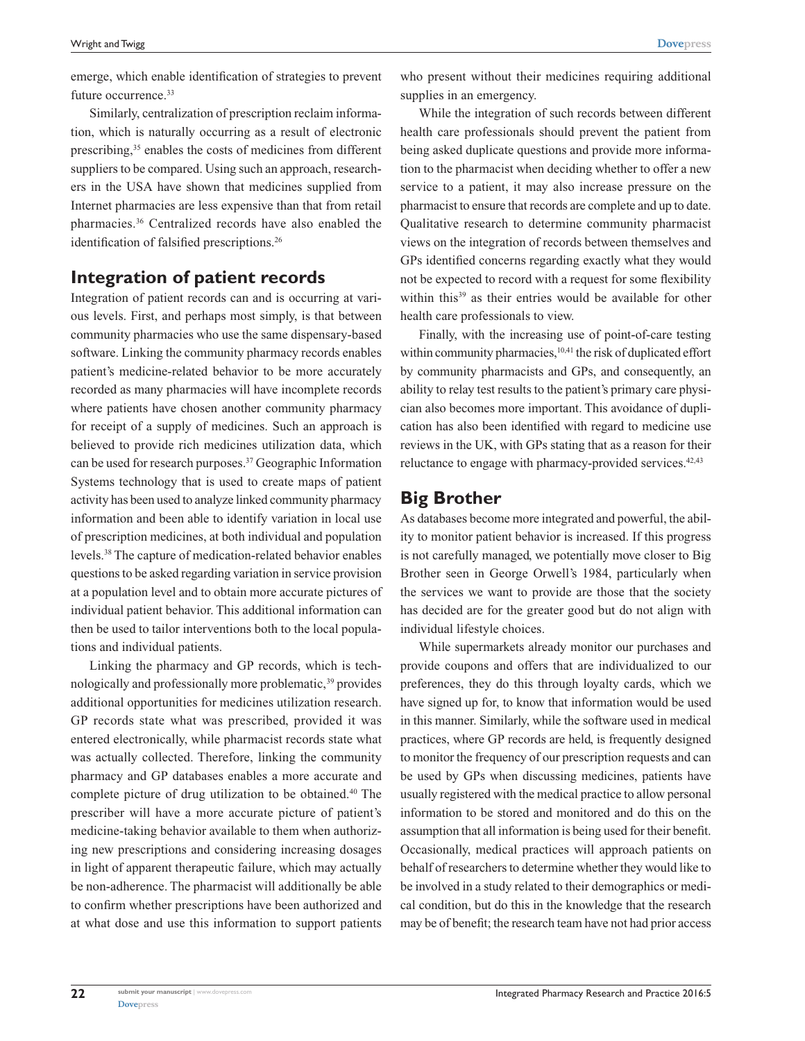emerge, which enable identification of strategies to prevent future occurrence.[33]

Similarly, centralization of prescription reclaim information, which is naturally occurring as a result of electronic prescribing,[35] enables the costs of medicines from different suppliers to be compared. Using such an approach, researchers in the USA have shown that medicines supplied from Internet pharmacies are less expensive than that from retail pharmacies.[36] Centralized records have also enabled the identification of falsified prescriptions.[26]

## Integration of patient records

Integration of patient records can and is occurring at various levels. First, and perhaps most simply, is that between community pharmacies who use the same dispensary-based software. Linking the community pharmacy records enables patient's medicine-related behavior to be more accurately recorded as many pharmacies will have incomplete records where patients have chosen another community pharmacy for receipt of a supply of medicines. Such an approach is believed to provide rich medicines utilization data, which can be used for research purposes.[37] Geographic Information Systems technology that is used to create maps of patient activity has been used to analyze linked community pharmacy information and been able to identify variation in local use of prescription medicines, at both individual and population levels.[38] The capture of medication-related behavior enables questions to be asked regarding variation in service provision at a population level and to obtain more accurate pictures of individual patient behavior. This additional information can then be used to tailor interventions both to the local populations and individual patients.

Linking the pharmacy and GP records, which is technologically and professionally more problematic,[39] provides additional opportunities for medicines utilization research. GP records state what was prescribed, provided it was entered electronically, while pharmacist records state what was actually collected. Therefore, linking the community pharmacy and GP databases enables a more accurate and complete picture of drug utilization to be obtained.[40] The prescriber will have a more accurate picture of patient's medicine-taking behavior available to them when authorizing new prescriptions and considering increasing dosages in light of apparent therapeutic failure, which may actually be non-adherence. The pharmacist will additionally be able to confirm whether prescriptions have been authorized and at what dose and use this information to support patients who present without their medicines requiring additional supplies in an emergency.

While the integration of such records between different health care professionals should prevent the patient from being asked duplicate questions and provide more information to the pharmacist when deciding whether to offer a new service to a patient, it may also increase pressure on the pharmacist to ensure that records are complete and up to date. Qualitative research to determine community pharmacist views on the integration of records between themselves and GPs identified concerns regarding exactly what they would not be expected to record with a request for some flexibility within this[39] as their entries would be available for other health care professionals to view.

Finally, with the increasing use of point-of-care testing within community pharmacies,[10,41] the risk of duplicated effort by community pharmacists and GPs, and consequently, an ability to relay test results to the patient's primary care physician also becomes more important. This avoidance of duplication has also been identified with regard to medicine use reviews in the UK, with GPs stating that as a reason for their reluctance to engage with pharmacy-provided services.[42,43]

## Big Brother

As databases become more integrated and powerful, the ability to monitor patient behavior is increased. If this progress is not carefully managed, we potentially move closer to Big Brother seen in George Orwell's 1984, particularly when the services we want to provide are those that the society has decided are for the greater good but do not align with individual lifestyle choices.

While supermarkets already monitor our purchases and provide coupons and offers that are individualized to our preferences, they do this through loyalty cards, which we have signed up for, to know that information would be used in this manner. Similarly, while the software used in medical practices, where GP records are held, is frequently designed to monitor the frequency of our prescription requests and can be used by GPs when discussing medicines, patients have usually registered with the medical practice to allow personal information to be stored and monitored and do this on the assumption that all information is being used for their benefit. Occasionally, medical practices will approach patients on behalf of researchers to determine whether they would like to be involved in a study related to their demographics or medical condition, but do this in the knowledge that the research may be of benefit; the research team have not had prior access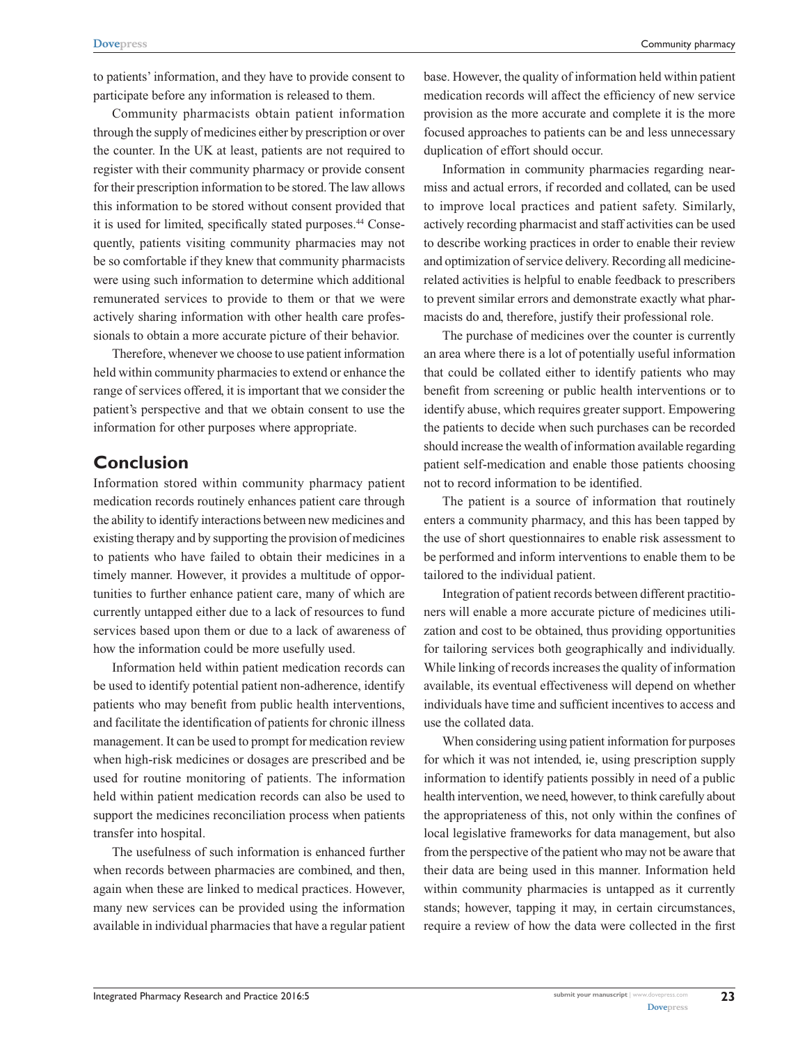to patients' information, and they have to provide consent to participate before any information is released to them.

Community pharmacists obtain patient information through the supply of medicines either by prescription or over the counter. In the UK at least, patients are not required to register with their community pharmacy or provide consent for their prescription information to be stored. The law allows this information to be stored without consent provided that it is used for limited, specifically stated purposes.[44] Consequently, patients visiting community pharmacies may not be so comfortable if they knew that community pharmacists were using such information to determine which additional remunerated services to provide to them or that we were actively sharing information with other health care professionals to obtain a more accurate picture of their behavior.

Therefore, whenever we choose to use patient information held within community pharmacies to extend or enhance the range of services offered, it is important that we consider the patient's perspective and that we obtain consent to use the information for other purposes where appropriate.

## Conclusion

Information stored within community pharmacy patient medication records routinely enhances patient care through the ability to identify interactions between new medicines and existing therapy and by supporting the provision of medicines to patients who have failed to obtain their medicines in a timely manner. However, it provides a multitude of opportunities to further enhance patient care, many of which are currently untapped either due to a lack of resources to fund services based upon them or due to a lack of awareness of how the information could be more usefully used.

Information held within patient medication records can be used to identify potential patient non-adherence, identify patients who may benefit from public health interventions, and facilitate the identification of patients for chronic illness management. It can be used to prompt for medication review when high-risk medicines or dosages are prescribed and be used for routine monitoring of patients. The information held within patient medication records can also be used to support the medicines reconciliation process when patients transfer into hospital.

The usefulness of such information is enhanced further when records between pharmacies are combined, and then, again when these are linked to medical practices. However, many new services can be provided using the information available in individual pharmacies that have a regular patient base. However, the quality of information held within patient medication records will affect the efficiency of new service provision as the more accurate and complete it is the more focused approaches to patients can be and less unnecessary duplication of effort should occur.

Information in community pharmacies regarding near-miss and actual errors, if recorded and collated, can be used to improve local practices and patient safety. Similarly, actively recording pharmacist and staff activities can be used to describe working practices in order to enable their review and optimization of service delivery. Recording all medicine-related activities is helpful to enable feedback to prescribers to prevent similar errors and demonstrate exactly what pharmacists do and, therefore, justify their professional role.

The purchase of medicines over the counter is currently an area where there is a lot of potentially useful information that could be collated either to identify patients who may benefit from screening or public health interventions or to identify abuse, which requires greater support. Empowering the patients to decide when such purchases can be recorded should increase the wealth of information available regarding patient self-medication and enable those patients choosing not to record information to be identified.

The patient is a source of information that routinely enters a community pharmacy, and this has been tapped by the use of short questionnaires to enable risk assessment to be performed and inform interventions to enable them to be tailored to the individual patient.

Integration of patient records between different practitioners will enable a more accurate picture of medicines utilization and cost to be obtained, thus providing opportunities for tailoring services both geographically and individually. While linking of records increases the quality of information available, its eventual effectiveness will depend on whether individuals have time and sufficient incentives to access and use the collated data.

When considering using patient information for purposes for which it was not intended, ie, using prescription supply information to identify patients possibly in need of a public health intervention, we need, however, to think carefully about the appropriateness of this, not only within the confines of local legislative frameworks for data management, but also from the perspective of the patient who may not be aware that their data are being used in this manner. Information held within community pharmacies is untapped as it currently stands; however, tapping it may, in certain circumstances, require a review of how the data were collected in the first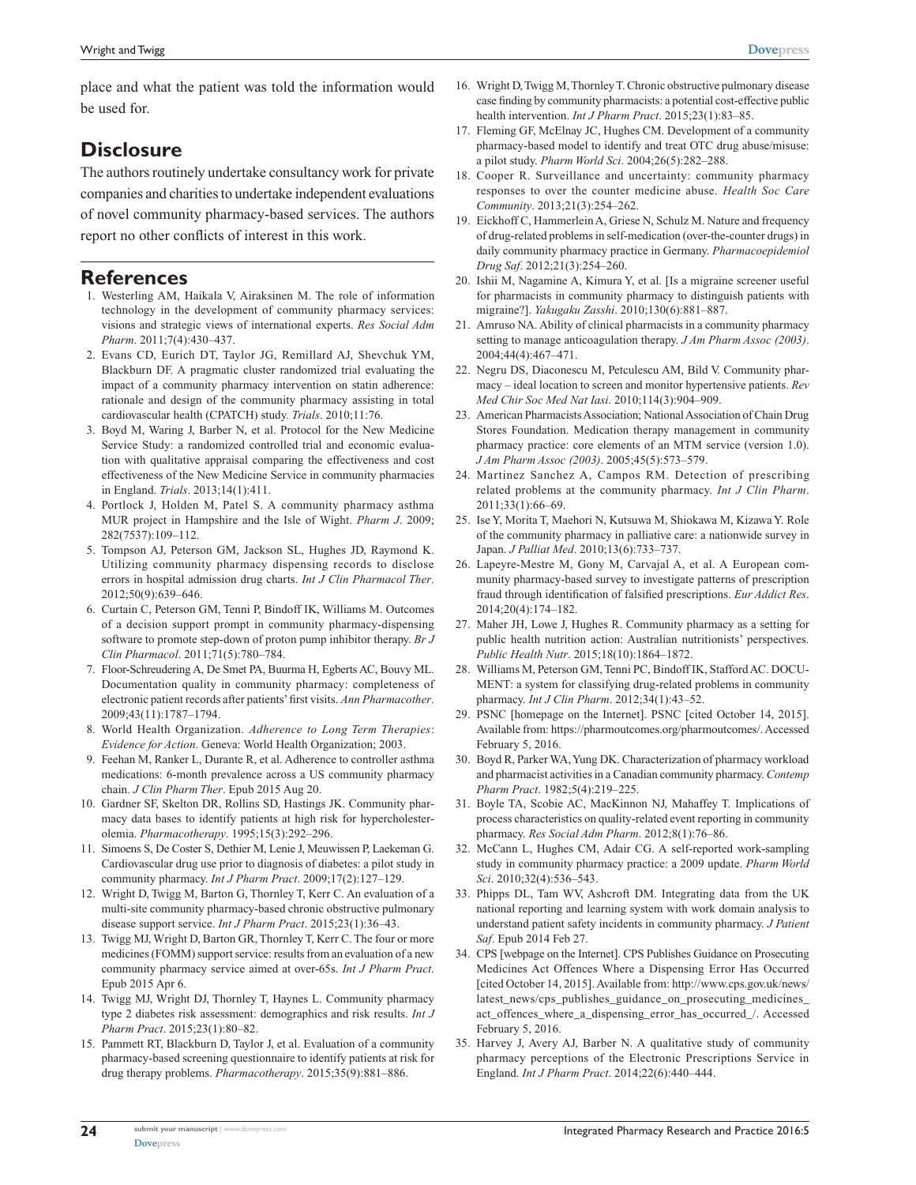place and what the patient was told the information would be used for.

## Disclosure

The authors routinely undertake consultancy work for private companies and charities to undertake independent evaluations of novel community pharmacy-based services. The authors report no other conflicts of interest in this work.

## References

1. Westerling AM, Haikala V, Airaksinen M. The role of information technology in the development of community pharmacy services: visions and strategic views of international experts. *Res Social Adm Pharm*. 2011;7(4):430–437.
2. Evans CD, Eurich DT, Taylor JG, Remillard AJ, Shevchuk YM, Blackburn DF. A pragmatic cluster randomized trial evaluating the impact of a community pharmacy intervention on statin adherence: rationale and design of the community pharmacy assisting in total cardiovascular health (CPATCH) study. *Trials*. 2010;11:76.
3. Boyd M, Waring J, Barber N, et al. Protocol for the New Medicine Service Study: a randomized controlled trial and economic evaluation with qualitative appraisal comparing the effectiveness and cost effectiveness of the New Medicine Service in community pharmacies in England. *Trials*. 2013;14(1):411.
4. Portlock J, Holden M, Patel S. A community pharmacy asthma MUR project in Hampshire and the Isle of Wight. *Pharm J*. 2009; 282(7537):109–112.
5. Tompson AJ, Peterson GM, Jackson SL, Hughes JD, Raymond K. Utilizing community pharmacy dispensing records to disclose errors in hospital admission drug charts. *Int J Clin Pharmacol Ther*. 2012;50(9):639–646.
6. Curtain C, Peterson GM, Tenni P, Bindoff IK, Williams M. Outcomes of a decision support prompt in community pharmacy-dispensing software to promote step-down of proton pump inhibitor therapy. *Br J Clin Pharmacol*. 2011;71(5):780–784.
7. Floor-Schreudering A, De Smet PA, Buurma H, Egberts AC, Bouvy ML. Documentation quality in community pharmacy: completeness of electronic patient records after patients' first visits. *Ann Pharmacother*. 2009;43(11):1787–1794.
8. World Health Organization. *Adherence to Long Term Therapies: Evidence for Action*. Geneva: World Health Organization; 2003.
9. Feehan M, Ranker L, Durante R, et al. Adherence to controller asthma medications: 6-month prevalence across a US community pharmacy chain. *J Clin Pharm Ther*. Epub 2015 Aug 20.
10. Gardner SF, Skelton DR, Rollins SD, Hastings JK. Community pharmacy data bases to identify patients at high risk for hypercholesterolemia. *Pharmacotherapy*. 1995;15(3):292–296.
11. Simoens S, De Coster S, Dethier M, Lenie J, Meuwissen P, Laekeman G. Cardiovascular drug use prior to diagnosis of diabetes: a pilot study in community pharmacy. *Int J Pharm Pract*. 2009;17(2):127–129.
12. Wright D, Twigg M, Barton G, Thornley T, Kerr C. An evaluation of a multi-site community pharmacy-based chronic obstructive pulmonary disease support service. *Int J Pharm Pract*. 2015;23(1):36–43.
13. Twigg MJ, Wright D, Barton GR, Thornley T, Kerr C. The four or more medicines (FOMM) support service: results from an evaluation of a new community pharmacy service aimed at over-65s. *Int J Pharm Pract*. Epub 2015 Apr 6.
14. Twigg MJ, Wright DJ, Thornley T, Haynes L. Community pharmacy type 2 diabetes risk assessment: demographics and risk results. *Int J Pharm Pract*. 2015;23(1):80–82.
15. Pammett RT, Blackburn D, Taylor J, et al. Evaluation of a community pharmacy-based screening questionnaire to identify patients at risk for drug therapy problems. *Pharmacotherapy*. 2015;35(9):881–886.
16. Wright D, Twigg M, Thornley T. Chronic obstructive pulmonary disease case finding by community pharmacists: a potential cost-effective public health intervention. *Int J Pharm Pract*. 2015;23(1):83–85.
17. Fleming GF, McElnay JC, Hughes CM. Development of a community pharmacy-based model to identify and treat OTC drug abuse/misuse: a pilot study. *Pharm World Sci*. 2004;26(5):282–288.
18. Cooper R. Surveillance and uncertainty: community pharmacy responses to over the counter medicine abuse. *Health Soc Care Community*. 2013;21(3):254–262.
19. Eickhoff C, Hammerlein A, Griese N, Schulz M. Nature and frequency of drug-related problems in self-medication (over-the-counter drugs) in daily community pharmacy practice in Germany. *Pharmacoepidemiol Drug Saf*. 2012;21(3):254–260.
20. Ishii M, Nagamine A, Kimura Y, et al. [Is a migraine screener useful for pharmacists in community pharmacy to distinguish patients with migraine?]. *Yakugaku Zasshi*. 2010;130(6):881–887.
21. Amruso NA. Ability of clinical pharmacists in a community pharmacy setting to manage anticoagulation therapy. *J Am Pharm Assoc (2003)*. 2004;44(4):467–471.
22. Negru DS, Diaconescu M, Petculescu AM, Bild V. Community pharmacy – ideal location to screen and monitor hypertensive patients. *Rev Med Chir Soc Med Nat Iasi*. 2010;114(3):904–909.
23. American Pharmacists Association; National Association of Chain Drug Stores Foundation. Medication therapy management in community pharmacy practice: core elements of an MTM service (version 1.0). *J Am Pharm Assoc (2003)*. 2005;45(5):573–579.
24. Martinez Sanchez A, Campos RM. Detection of prescribing related problems at the community pharmacy. *Int J Clin Pharm*. 2011;33(1):66–69.
25. Ise Y, Morita T, Maehori N, Kutsuwa M, Shiokawa M, Kizawa Y. Role of the community pharmacy in palliative care: a nationwide survey in Japan. *J Palliat Med*. 2010;13(6):733–737.
26. Lapeyre-Mestre M, Gony M, Carvajal A, et al. A European community pharmacy-based survey to investigate patterns of prescription fraud through identification of falsified prescriptions. *Eur Addict Res*. 2014;20(4):174–182.
27. Maher JH, Lowe J, Hughes R. Community pharmacy as a setting for public health nutrition action: Australian nutritionists' perspectives. *Public Health Nutr*. 2015;18(10):1864–1872.
28. Williams M, Peterson GM, Tenni PC, Bindoff IK, Stafford AC. DOCUMENT: a system for classifying drug-related problems in community pharmacy. *Int J Clin Pharm*. 2012;34(1):43–52.
29. PSNC [homepage on the Internet]. PSNC [cited October 14, 2015]. Available from: https://pharmoutcomes.org/pharmoutcomes/. Accessed February 5, 2016.
30. Boyd R, Parker WA, Yung DK. Characterization of pharmacy workload and pharmacist activities in a Canadian community pharmacy. *Contemp Pharm Pract*. 1982;5(4):219–225.
31. Boyle TA, Scobie AC, MacKinnon NJ, Mahaffey T. Implications of process characteristics on quality-related event reporting in community pharmacy. *Res Social Adm Pharm*. 2012;8(1):76–86.
32. McCann L, Hughes CM, Adair CG. A self-reported work-sampling study in community pharmacy practice: a 2009 update. *Pharm World Sci*. 2010;32(4):536–543.
33. Phipps DL, Tam WV, Ashcroft DM. Integrating data from the UK national reporting and learning system with work domain analysis to understand patient safety incidents in community pharmacy. *J Patient Saf*. Epub 2014 Feb 27.
34. CPS [webpage on the Internet]. CPS Publishes Guidance on Prosecuting Medicines Act Offences Where a Dispensing Error Has Occurred [cited October 14, 2015]. Available from: http://www.cps.gov.uk/news/latest_news/cps_publishes_guidance_on_prosecuting_medicines_act_offences_where_a_dispensing_error_has_occurred_/. Accessed February 5, 2016.
35. Harvey J, Avery AJ, Barber N. A qualitative study of community pharmacy perceptions of the Electronic Prescriptions Service in England. *Int J Pharm Pract*. 2014;22(6):440–444.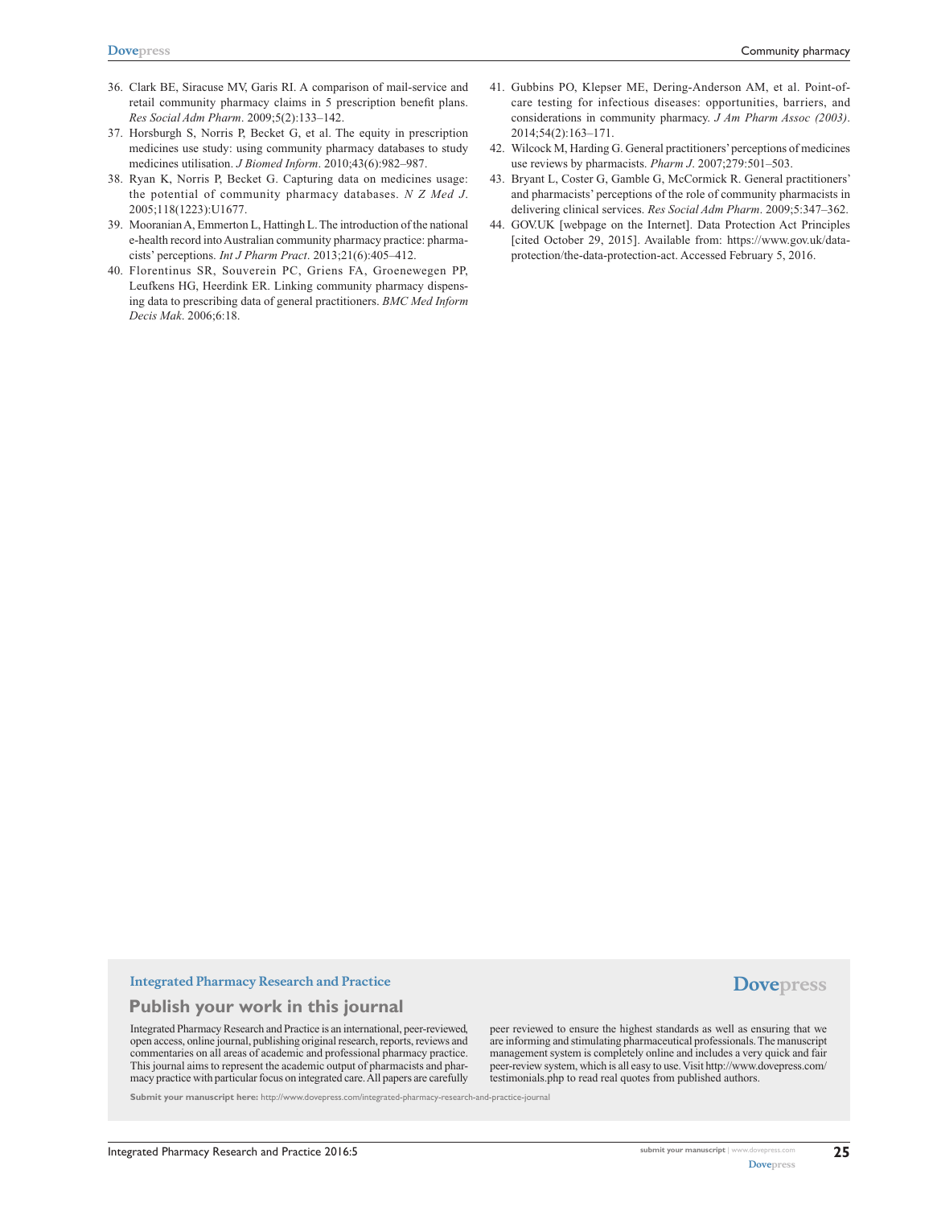36. Clark BE, Siracuse MV, Garis RI. A comparison of mail-service and retail community pharmacy claims in 5 prescription benefit plans. *Res Social Adm Pharm*. 2009;5(2):133–142.
37. Horsburgh S, Norris P, Becket G, et al. The equity in prescription medicines use study: using community pharmacy databases to study medicines utilisation. *J Biomed Inform*. 2010;43(6):982–987.
38. Ryan K, Norris P, Becket G. Capturing data on medicines usage: the potential of community pharmacy databases. *N Z Med J*. 2005;118(1223):U1677.
39. Mooranian A, Emmerton L, Hattingh L. The introduction of the national e-health record into Australian community pharmacy practice: pharmacists' perceptions. *Int J Pharm Pract*. 2013;21(6):405–412.
40. Florentinus SR, Souverein PC, Griens FA, Groenewegen PP, Leufkens HG, Heerdink ER. Linking community pharmacy dispensing data to prescribing data of general practitioners. *BMC Med Inform Decis Mak*. 2006;6:18.
41. Gubbins PO, Klepser ME, Dering-Anderson AM, et al. Point-of-care testing for infectious diseases: opportunities, barriers, and considerations in community pharmacy. *J Am Pharm Assoc (2003)*. 2014;54(2):163–171.
42. Wilcock M, Harding G. General practitioners' perceptions of medicines use reviews by pharmacists. *Pharm J*. 2007;279:501–503.
43. Bryant L, Coster G, Gamble G, McCormick R. General practitioners' and pharmacists' perceptions of the role of community pharmacists in delivering clinical services. *Res Social Adm Pharm*. 2009;5:347–362.
44. GOV.UK [webpage on the Internet]. Data Protection Act Principles [cited October 29, 2015]. Available from: https://www.gov.uk/data-protection/the-data-protection-act. Accessed February 5, 2016.

**Integrated Pharmacy Research and Practice**

## Publish your work in this journal

Integrated Pharmacy Research and Practice is an international, peer-reviewed, open access, online journal, publishing original research, reports, reviews and commentaries on all areas of academic and professional pharmacy practice. This journal aims to represent the academic output of pharmacists and pharmacy practice with particular focus on integrated care. All papers are carefully peer reviewed to ensure the highest standards as well as ensuring that we are informing and stimulating pharmaceutical professionals. The manuscript management system is completely online and includes a very quick and fair peer-review system, which is all easy to use. Visit http://www.dovepress.com/testimonials.php to read real quotes from published authors.

**Submit your manuscript here:** http://www.dovepress.com/integrated-pharmacy-research-and-practice-journal